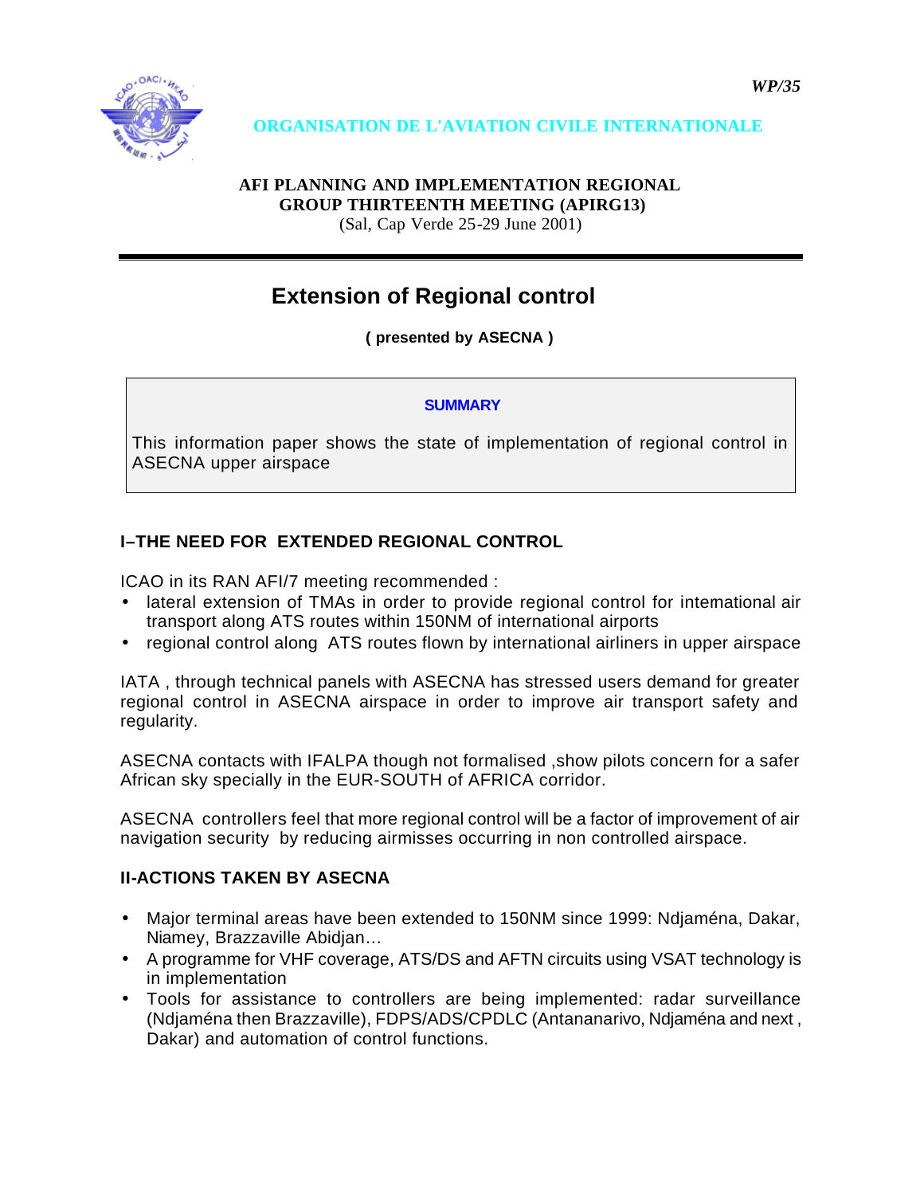*WP/35*

**ORGANISATION DE L'AVIATION CIVILE INTERNATIONALE**

**AFI PLANNING AND IMPLEMENTATION REGIONAL GROUP THIRTEENTH MEETING (APIRG13)**
(Sal, Cap Verde 25-29 June 2001)

# Extension of Regional control

**( presented by ASECNA )**

**SUMMARY**

This information paper shows the state of implementation of regional control in ASECNA upper airspace

## I–THE NEED FOR EXTENDED REGIONAL CONTROL

ICAO in its RAN AFI/7 meeting recommended :

- lateral extension of TMAs in order to provide regional control for international air transport along ATS routes within 150NM of international airports
- regional control along ATS routes flown by international airliners in upper airspace

IATA , through technical panels with ASECNA has stressed users demand for greater regional control in ASECNA airspace in order to improve air transport safety and regularity.

ASECNA contacts with IFALPA though not formalised ,show pilots concern for a safer African sky specially in the EUR-SOUTH of AFRICA corridor.

ASECNA controllers feel that more regional control will be a factor of improvement of air navigation security by reducing airmisses occurring in non controlled airspace.

## II-ACTIONS TAKEN BY ASECNA

- Major terminal areas have been extended to 150NM since 1999: Ndjaména, Dakar, Niamey, Brazzaville Abidjan…
- A programme for VHF coverage, ATS/DS and AFTN circuits using VSAT technology is in implementation
- Tools for assistance to controllers are being implemented: radar surveillance (Ndjaména then Brazzaville), FDPS/ADS/CPDLC (Antananarivo, Ndjaména and next , Dakar) and automation of control functions.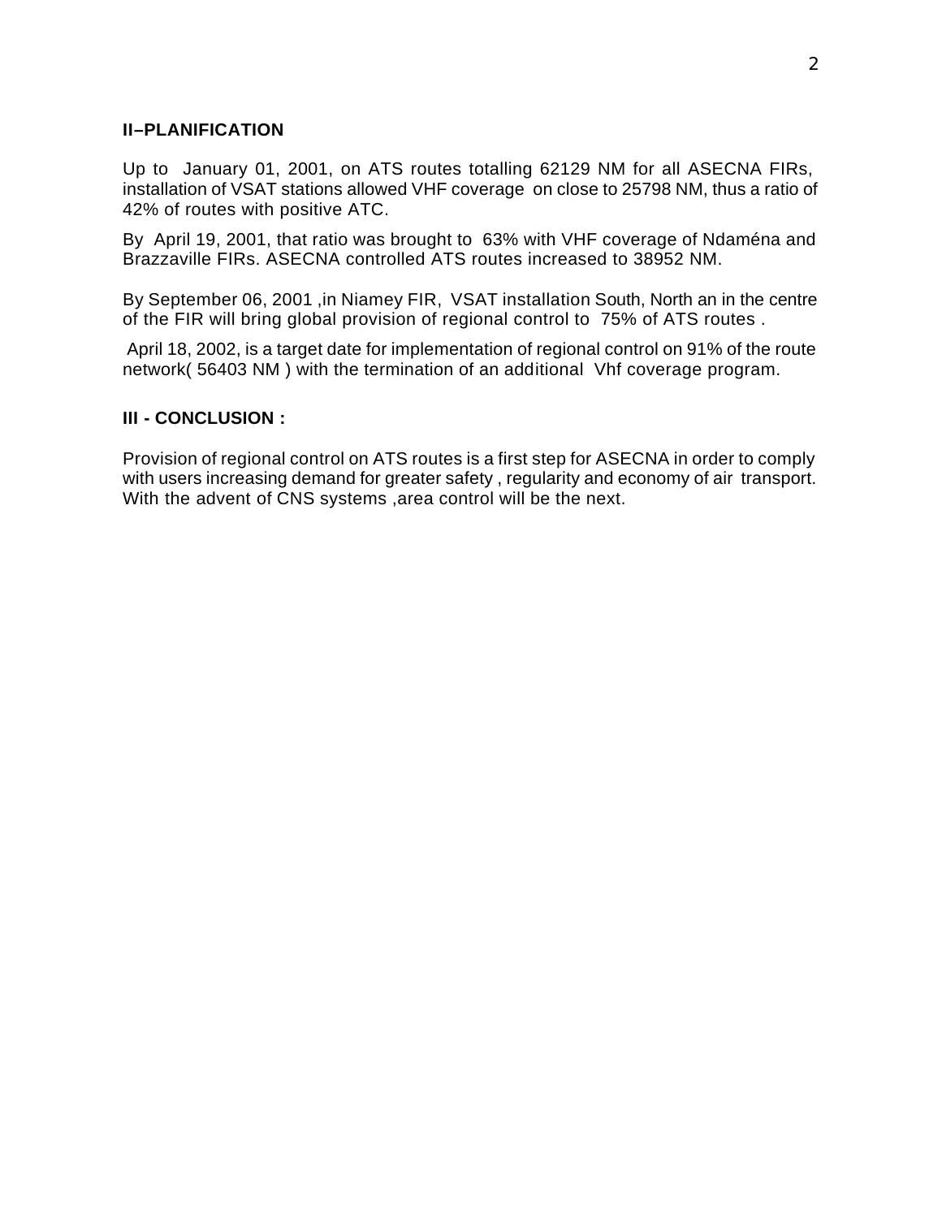## II–PLANIFICATION

Up to January 01, 2001, on ATS routes totalling 62129 NM for all ASECNA FIRs, installation of VSAT stations allowed VHF coverage on close to 25798 NM, thus a ratio of 42% of routes with positive ATC.

By April 19, 2001, that ratio was brought to 63% with VHF coverage of Ndaména and Brazzaville FIRs. ASECNA controlled ATS routes increased to 38952 NM.

By September 06, 2001 ,in Niamey FIR, VSAT installation South, North an in the centre of the FIR will bring global provision of regional control to 75% of ATS routes .

April 18, 2002, is a target date for implementation of regional control on 91% of the route network( 56403 NM ) with the termination of an additional Vhf coverage program.

## III - CONCLUSION :

Provision of regional control on ATS routes is a first step for ASECNA in order to comply with users increasing demand for greater safety , regularity and economy of air transport. With the advent of CNS systems ,area control will be the next.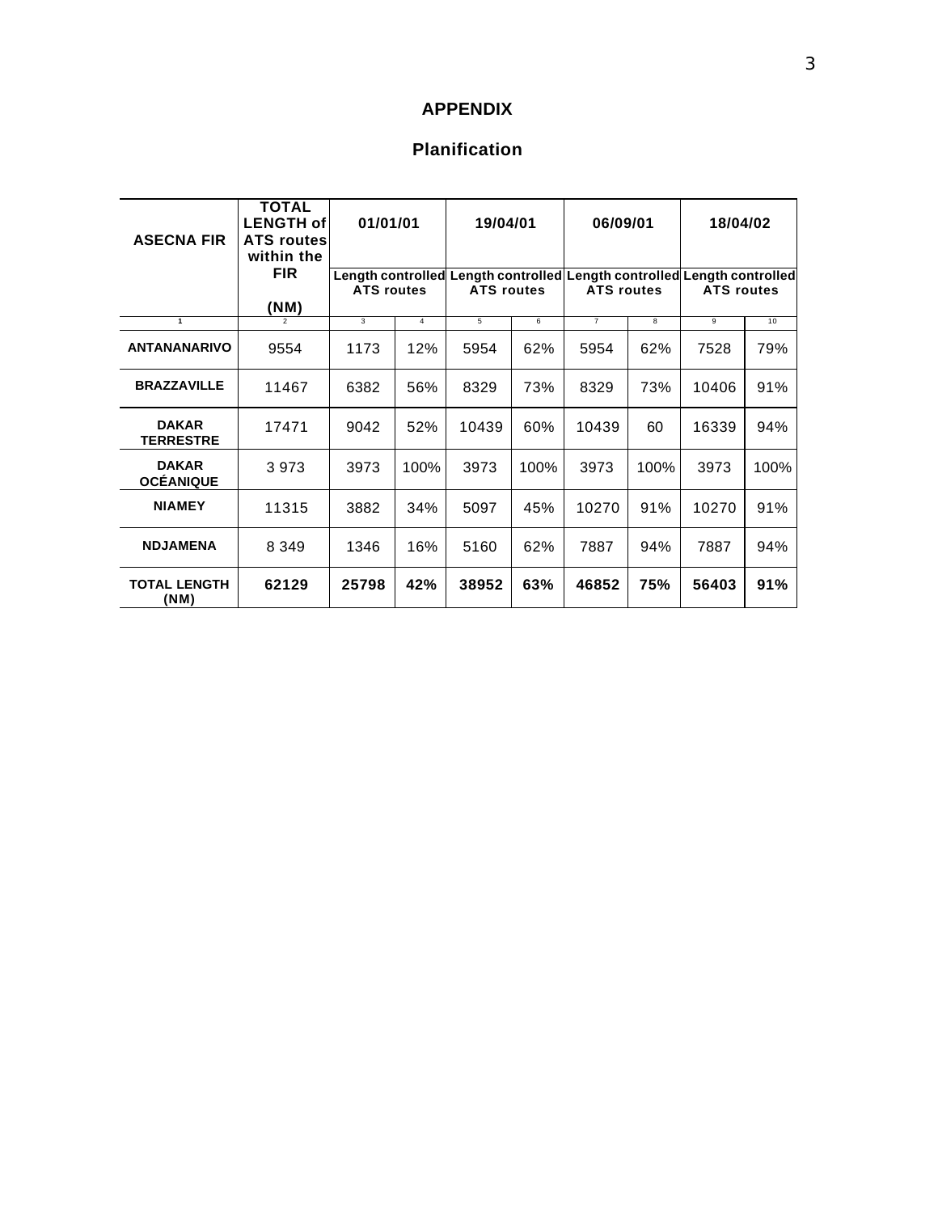## APPENDIX

## Planification

| ASECNA FIR | TOTAL LENGTH of ATS routes within the FIR (NM) | 01/01/01 Length controlled ATS routes | | 19/04/01 Length controlled ATS routes | | 06/09/01 Length controlled ATS routes | | 18/04/02 Length controlled ATS routes | |
|---|---|---|---|---|---|---|---|---|---|
| 1 | 2 | 3 | 4 | 5 | 6 | 7 | 8 | 9 | 10 |
| **ANTANANARIVO** | 9554 | 1173 | 12% | 5954 | 62% | 5954 | 62% | 7528 | 79% |
| **BRAZZAVILLE** | 11467 | 6382 | 56% | 8329 | 73% | 8329 | 73% | 10406 | 91% |
| **DAKAR TERRESTRE** | 17471 | 9042 | 52% | 10439 | 60% | 10439 | 60 | 16339 | 94% |
| **DAKAR OCÉANIQUE** | 3 973 | 3973 | 100% | 3973 | 100% | 3973 | 100% | 3973 | 100% |
| **NIAMEY** | 11315 | 3882 | 34% | 5097 | 45% | 10270 | 91% | 10270 | 91% |
| **NDJAMENA** | 8 349 | 1346 | 16% | 5160 | 62% | 7887 | 94% | 7887 | 94% |
| **TOTAL LENGTH (NM)** | **62129** | **25798** | **42%** | **38952** | **63%** | **46852** | **75%** | **56403** | **91%** |